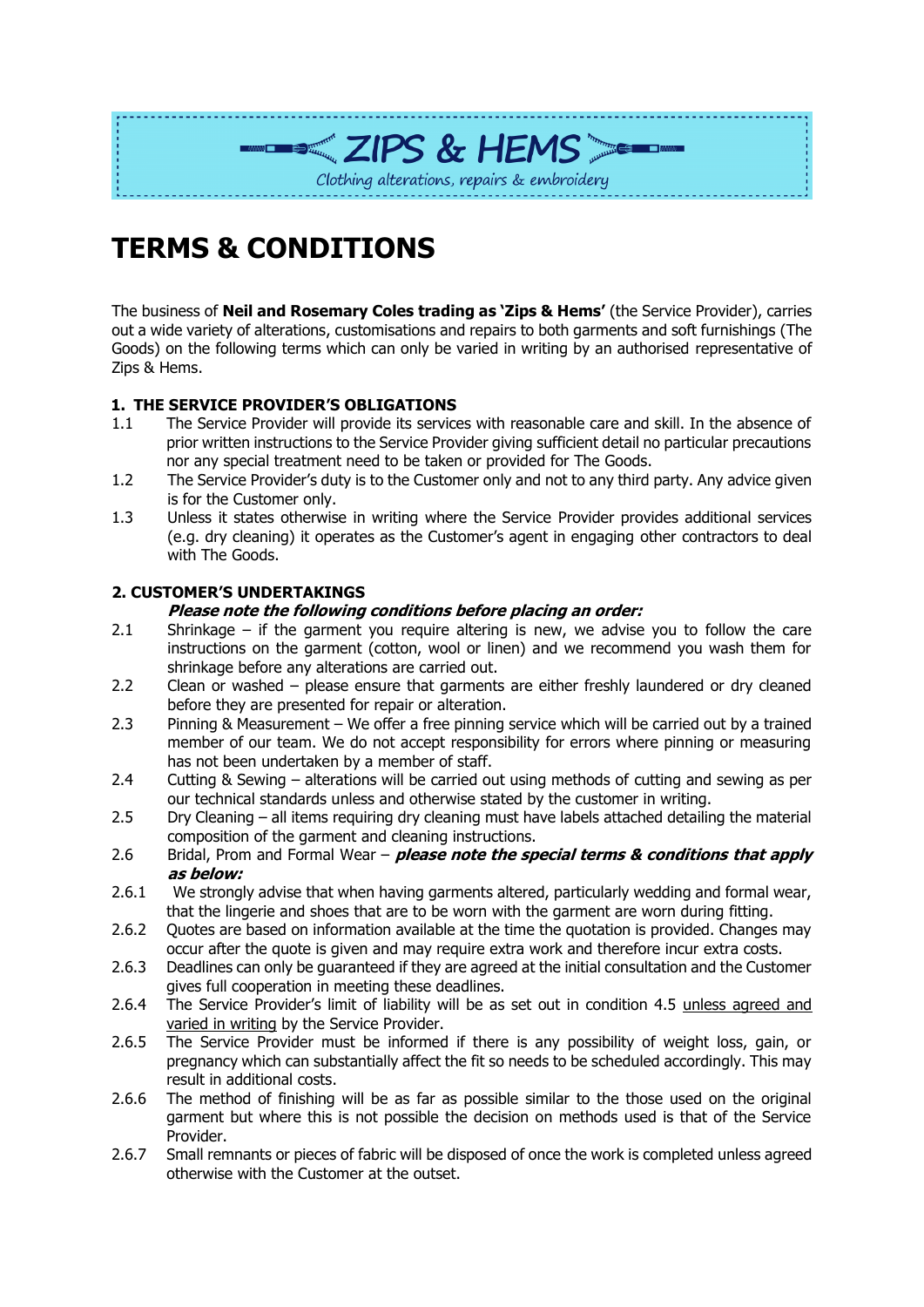# ZIPS & HEMS

Clothing alterations, repairs & embroidery

# TERMS & CONDITIONS

The business of **Neil and Rosemary Coles trading as 'Zips & Hems'** (the Service Provider), carries out a wide variety of alterations, customisations and repairs to both garments and soft furnishings (The Goods) on the following terms which can only be varied in writing by an authorised representative of Zips & Hems.

## 1. THE SERVICE PROVIDER'S OBLIGATIONS

1.1 The Service Provider will provide its services with reasonable care and skill. In the absence of prior written instructions to the Service Provider giving sufficient detail no particular precautions nor any special treatment need to be taken or provided for The Goods.

1.2 The Service Provider's duty is to the Customer only and not to any third party. Any advice given is for the Customer only.

1.3 Unless it states otherwise in writing where the Service Provider provides additional services (e.g. dry cleaning) it operates as the Customer's agent in engaging other contractors to deal with The Goods.

## 2. CUSTOMER'S UNDERTAKINGS

***Please note the following conditions before placing an order:***

2.1 Shrinkage – if the garment you require altering is new, we advise you to follow the care instructions on the garment (cotton, wool or linen) and we recommend you wash them for shrinkage before any alterations are carried out.

2.2 Clean or washed – please ensure that garments are either freshly laundered or dry cleaned before they are presented for repair or alteration.

2.3 Pinning & Measurement – We offer a free pinning service which will be carried out by a trained member of our team. We do not accept responsibility for errors where pinning or measuring has not been undertaken by a member of staff.

2.4 Cutting & Sewing – alterations will be carried out using methods of cutting and sewing as per our technical standards unless and otherwise stated by the customer in writing.

2.5 Dry Cleaning – all items requiring dry cleaning must have labels attached detailing the material composition of the garment and cleaning instructions.

2.6 Bridal, Prom and Formal Wear – ***please note the special terms & conditions that apply as below:***

2.6.1 We strongly advise that when having garments altered, particularly wedding and formal wear, that the lingerie and shoes that are to be worn with the garment are worn during fitting.

2.6.2 Quotes are based on information available at the time the quotation is provided. Changes may occur after the quote is given and may require extra work and therefore incur extra costs.

2.6.3 Deadlines can only be guaranteed if they are agreed at the initial consultation and the Customer gives full cooperation in meeting these deadlines.

2.6.4 The Service Provider's limit of liability will be as set out in condition 4.5 <u>unless agreed and varied in writing</u> by the Service Provider.

2.6.5 The Service Provider must be informed if there is any possibility of weight loss, gain, or pregnancy which can substantially affect the fit so needs to be scheduled accordingly. This may result in additional costs.

2.6.6 The method of finishing will be as far as possible similar to the those used on the original garment but where this is not possible the decision on methods used is that of the Service Provider.

2.6.7 Small remnants or pieces of fabric will be disposed of once the work is completed unless agreed otherwise with the Customer at the outset.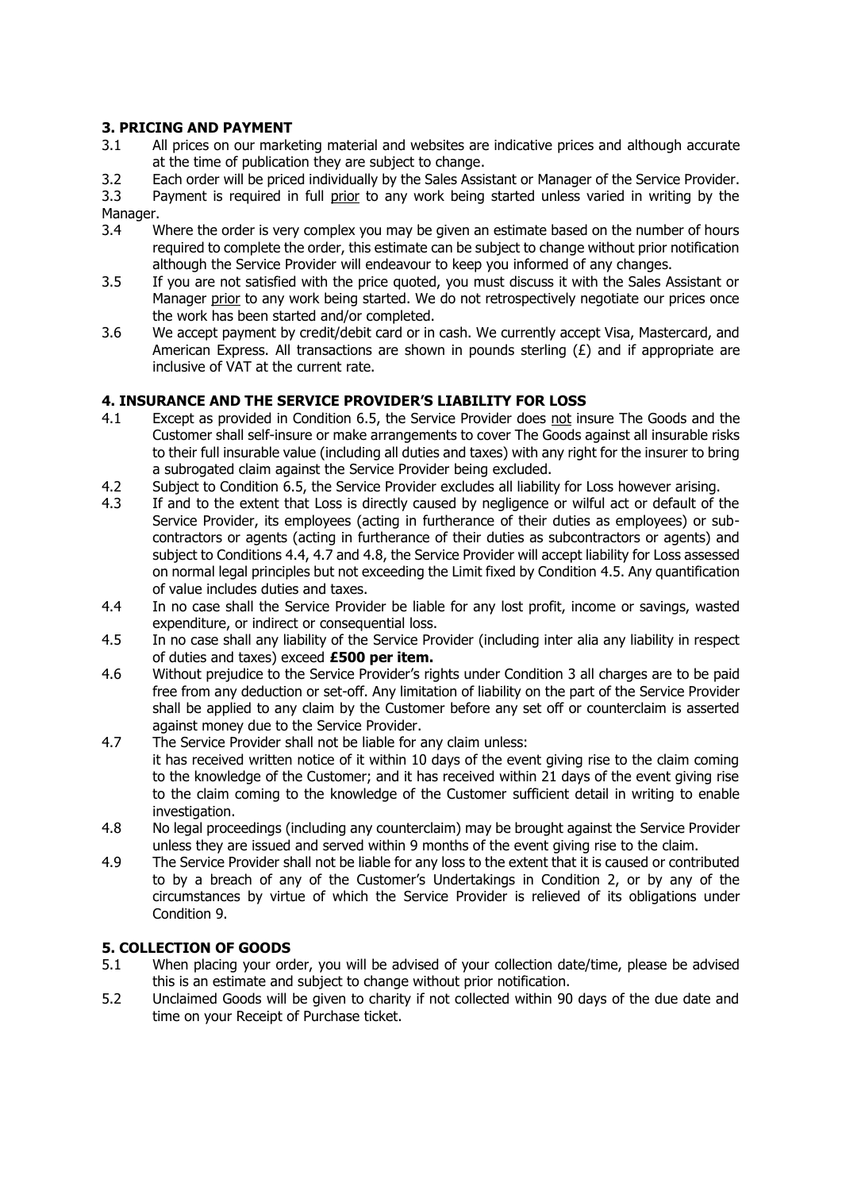## 3. PRICING AND PAYMENT

3.1 All prices on our marketing material and websites are indicative prices and although accurate at the time of publication they are subject to change.

3.2 Each order will be priced individually by the Sales Assistant or Manager of the Service Provider.

3.3 Payment is required in full prior to any work being started unless varied in writing by the Manager.

3.4 Where the order is very complex you may be given an estimate based on the number of hours required to complete the order, this estimate can be subject to change without prior notification although the Service Provider will endeavour to keep you informed of any changes.

3.5 If you are not satisfied with the price quoted, you must discuss it with the Sales Assistant or Manager prior to any work being started. We do not retrospectively negotiate our prices once the work has been started and/or completed.

3.6 We accept payment by credit/debit card or in cash. We currently accept Visa, Mastercard, and American Express. All transactions are shown in pounds sterling (£) and if appropriate are inclusive of VAT at the current rate.

## 4. INSURANCE AND THE SERVICE PROVIDER'S LIABILITY FOR LOSS

4.1 Except as provided in Condition 6.5, the Service Provider does not insure The Goods and the Customer shall self-insure or make arrangements to cover The Goods against all insurable risks to their full insurable value (including all duties and taxes) with any right for the insurer to bring a subrogated claim against the Service Provider being excluded.

4.2 Subject to Condition 6.5, the Service Provider excludes all liability for Loss however arising.

4.3 If and to the extent that Loss is directly caused by negligence or wilful act or default of the Service Provider, its employees (acting in furtherance of their duties as employees) or sub-contractors or agents (acting in furtherance of their duties as subcontractors or agents) and subject to Conditions 4.4, 4.7 and 4.8, the Service Provider will accept liability for Loss assessed on normal legal principles but not exceeding the Limit fixed by Condition 4.5. Any quantification of value includes duties and taxes.

4.4 In no case shall the Service Provider be liable for any lost profit, income or savings, wasted expenditure, or indirect or consequential loss.

4.5 In no case shall any liability of the Service Provider (including inter alia any liability in respect of duties and taxes) exceed **£500 per item.**

4.6 Without prejudice to the Service Provider's rights under Condition 3 all charges are to be paid free from any deduction or set-off. Any limitation of liability on the part of the Service Provider shall be applied to any claim by the Customer before any set off or counterclaim is asserted against money due to the Service Provider.

4.7 The Service Provider shall not be liable for any claim unless:
it has received written notice of it within 10 days of the event giving rise to the claim coming to the knowledge of the Customer; and it has received within 21 days of the event giving rise to the claim coming to the knowledge of the Customer sufficient detail in writing to enable investigation.

4.8 No legal proceedings (including any counterclaim) may be brought against the Service Provider unless they are issued and served within 9 months of the event giving rise to the claim.

4.9 The Service Provider shall not be liable for any loss to the extent that it is caused or contributed to by a breach of any of the Customer's Undertakings in Condition 2, or by any of the circumstances by virtue of which the Service Provider is relieved of its obligations under Condition 9.

## 5. COLLECTION OF GOODS

5.1 When placing your order, you will be advised of your collection date/time, please be advised this is an estimate and subject to change without prior notification.

5.2 Unclaimed Goods will be given to charity if not collected within 90 days of the due date and time on your Receipt of Purchase ticket.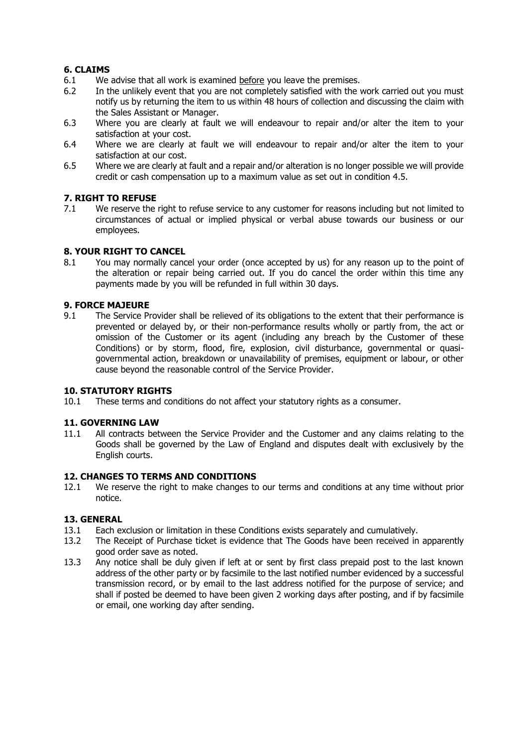## 6. CLAIMS

6.1 We advise that all work is examined <u>before</u> you leave the premises.

6.2 In the unlikely event that you are not completely satisfied with the work carried out you must notify us by returning the item to us within 48 hours of collection and discussing the claim with the Sales Assistant or Manager.

6.3 Where you are clearly at fault we will endeavour to repair and/or alter the item to your satisfaction at your cost.

6.4 Where we are clearly at fault we will endeavour to repair and/or alter the item to your satisfaction at our cost.

6.5 Where we are clearly at fault and a repair and/or alteration is no longer possible we will provide credit or cash compensation up to a maximum value as set out in condition 4.5.

## 7. RIGHT TO REFUSE

7.1 We reserve the right to refuse service to any customer for reasons including but not limited to circumstances of actual or implied physical or verbal abuse towards our business or our employees.

## 8. YOUR RIGHT TO CANCEL

8.1 You may normally cancel your order (once accepted by us) for any reason up to the point of the alteration or repair being carried out. If you do cancel the order within this time any payments made by you will be refunded in full within 30 days.

## 9. FORCE MAJEURE

9.1 The Service Provider shall be relieved of its obligations to the extent that their performance is prevented or delayed by, or their non-performance results wholly or partly from, the act or omission of the Customer or its agent (including any breach by the Customer of these Conditions) or by storm, flood, fire, explosion, civil disturbance, governmental or quasi-governmental action, breakdown or unavailability of premises, equipment or labour, or other cause beyond the reasonable control of the Service Provider.

## 10. STATUTORY RIGHTS

10.1 These terms and conditions do not affect your statutory rights as a consumer.

## 11. GOVERNING LAW

11.1 All contracts between the Service Provider and the Customer and any claims relating to the Goods shall be governed by the Law of England and disputes dealt with exclusively by the English courts.

## 12. CHANGES TO TERMS AND CONDITIONS

12.1 We reserve the right to make changes to our terms and conditions at any time without prior notice.

## 13. GENERAL

13.1 Each exclusion or limitation in these Conditions exists separately and cumulatively.

13.2 The Receipt of Purchase ticket is evidence that The Goods have been received in apparently good order save as noted.

13.3 Any notice shall be duly given if left at or sent by first class prepaid post to the last known address of the other party or by facsimile to the last notified number evidenced by a successful transmission record, or by email to the last address notified for the purpose of service; and shall if posted be deemed to have been given 2 working days after posting, and if by facsimile or email, one working day after sending.